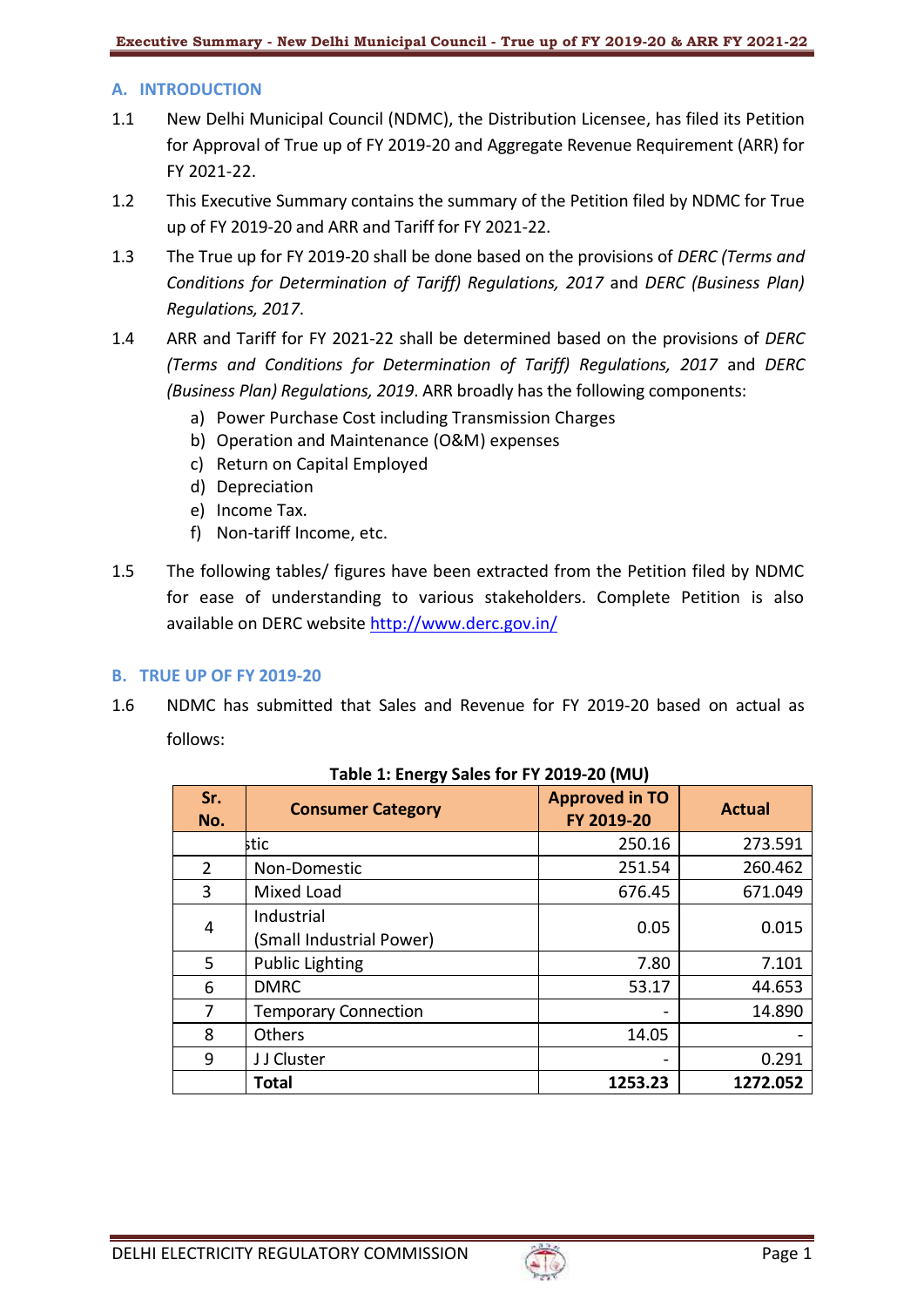## A. INTRODUCTION

1.1 New Delhi Municipal Council (NDMC), the Distribution Licensee, has filed its Petition for Approval of True up of FY 2019-20 and Aggregate Revenue Requirement (ARR) for FY 2021-22.

1.2 This Executive Summary contains the summary of the Petition filed by NDMC for True up of FY 2019-20 and ARR and Tariff for FY 2021-22.

1.3 The True up for FY 2019-20 shall be done based on the provisions of *DERC (Terms and Conditions for Determination of Tariff) Regulations, 2017* and *DERC (Business Plan) Regulations, 2017*.

1.4 ARR and Tariff for FY 2021-22 shall be determined based on the provisions of *DERC (Terms and Conditions for Determination of Tariff) Regulations, 2017* and *DERC (Business Plan) Regulations, 2019*. ARR broadly has the following components:

a) Power Purchase Cost including Transmission Charges
b) Operation and Maintenance (O&M) expenses
c) Return on Capital Employed
d) Depreciation
e) Income Tax.
f) Non-tariff Income, etc.

1.5 The following tables/ figures have been extracted from the Petition filed by NDMC for ease of understanding to various stakeholders. Complete Petition is also available on DERC website http://www.derc.gov.in/

## B. TRUE UP OF FY 2019-20

1.6 NDMC has submitted that Sales and Revenue for FY 2019-20 based on actual as follows:

**Table 1: Energy Sales for FY 2019-20 (MU)**

| Sr. No. | Consumer Category | Approved in TO FY 2019-20 | Actual |
|---|---|---|---|
| | stic | 250.16 | 273.591 |
| 2 | Non-Domestic | 251.54 | 260.462 |
| 3 | Mixed Load | 676.45 | 671.049 |
| 4 | Industrial (Small Industrial Power) | 0.05 | 0.015 |
| 5 | Public Lighting | 7.80 | 7.101 |
| 6 | DMRC | 53.17 | 44.653 |
| 7 | Temporary Connection | - | 14.890 |
| 8 | Others | 14.05 | - |
| 9 | J J Cluster | - | 0.291 |
| | **Total** | **1253.23** | **1272.052** |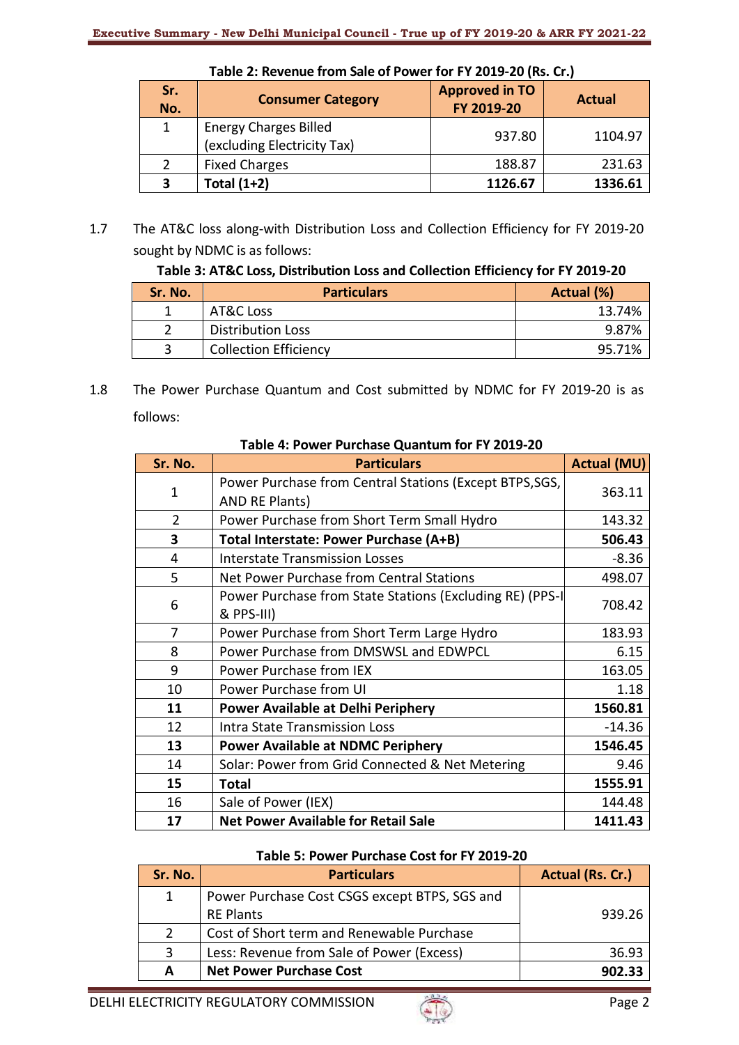**Table 2: Revenue from Sale of Power for FY 2019-20 (Rs. Cr.)**

| Sr. No. | Consumer Category | Approved in TO FY 2019-20 | Actual |
|---|---|---|---|
| 1 | Energy Charges Billed (excluding Electricity Tax) | 937.80 | 1104.97 |
| 2 | Fixed Charges | 188.87 | 231.63 |
| **3** | **Total (1+2)** | **1126.67** | **1336.61** |

1.7 The AT&C loss along-with Distribution Loss and Collection Efficiency for FY 2019-20 sought by NDMC is as follows:

**Table 3: AT&C Loss, Distribution Loss and Collection Efficiency for FY 2019-20**

| Sr. No. | Particulars | Actual (%) |
|---|---|---|
| 1 | AT&C Loss | 13.74% |
| 2 | Distribution Loss | 9.87% |
| 3 | Collection Efficiency | 95.71% |

1.8 The Power Purchase Quantum and Cost submitted by NDMC for FY 2019-20 is as follows:

**Table 4: Power Purchase Quantum for FY 2019-20**

| Sr. No. | Particulars | Actual (MU) |
|---|---|---|
| 1 | Power Purchase from Central Stations (Except BTPS,SGS, AND RE Plants) | 363.11 |
| 2 | Power Purchase from Short Term Small Hydro | 143.32 |
| **3** | **Total Interstate: Power Purchase (A+B)** | **506.43** |
| 4 | Interstate Transmission Losses | -8.36 |
| 5 | Net Power Purchase from Central Stations | 498.07 |
| 6 | Power Purchase from State Stations (Excluding RE) (PPS-I & PPS-III) | 708.42 |
| 7 | Power Purchase from Short Term Large Hydro | 183.93 |
| 8 | Power Purchase from DMSWSL and EDWPCL | 6.15 |
| 9 | Power Purchase from IEX | 163.05 |
| 10 | Power Purchase from UI | 1.18 |
| **11** | **Power Available at Delhi Periphery** | **1560.81** |
| 12 | Intra State Transmission Loss | -14.36 |
| **13** | **Power Available at NDMC Periphery** | **1546.45** |
| 14 | Solar: Power from Grid Connected & Net Metering | 9.46 |
| **15** | **Total** | **1555.91** |
| 16 | Sale of Power (IEX) | 144.48 |
| **17** | **Net Power Available for Retail Sale** | **1411.43** |

**Table 5: Power Purchase Cost for FY 2019-20**

| Sr. No. | Particulars | Actual (Rs. Cr.) |
|---|---|---|
| 1 | Power Purchase Cost CSGS except BTPS, SGS and RE Plants | 939.26 |
| 2 | Cost of Short term and Renewable Purchase | |
| 3 | Less: Revenue from Sale of Power (Excess) | 36.93 |
| **A** | **Net Power Purchase Cost** | **902.33** |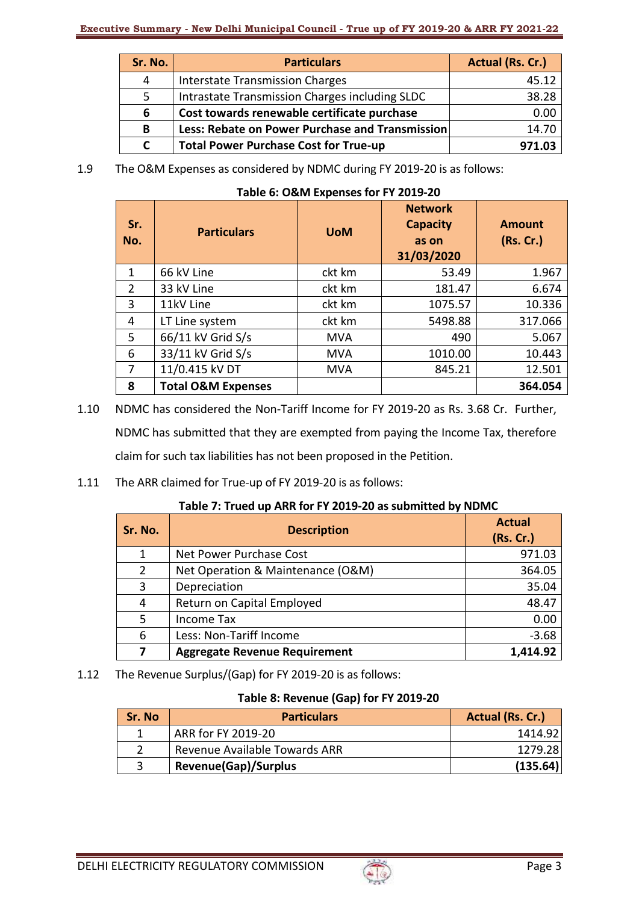| Sr. No. | Particulars | Actual (Rs. Cr.) |
|---|---|---|
| 4 | Interstate Transmission Charges | 45.12 |
| 5 | Intrastate Transmission Charges including SLDC | 38.28 |
| **6** | **Cost towards renewable certificate purchase** | 0.00 |
| **B** | **Less: Rebate on Power Purchase and Transmission** | 14.70 |
| **C** | **Total Power Purchase Cost for True-up** | **971.03** |

1.9 The O&M Expenses as considered by NDMC during FY 2019-20 is as follows:

**Table 6: O&M Expenses for FY 2019-20**

| Sr. No. | Particulars | UoM | Network Capacity as on 31/03/2020 | Amount (Rs. Cr.) |
|---|---|---|---|---|
| 1 | 66 kV Line | ckt km | 53.49 | 1.967 |
| 2 | 33 kV Line | ckt km | 181.47 | 6.674 |
| 3 | 11kV Line | ckt km | 1075.57 | 10.336 |
| 4 | LT Line system | ckt km | 5498.88 | 317.066 |
| 5 | 66/11 kV Grid S/s | MVA | 490 | 5.067 |
| 6 | 33/11 kV Grid S/s | MVA | 1010.00 | 10.443 |
| 7 | 11/0.415 kV DT | MVA | 845.21 | 12.501 |
| **8** | **Total O&M Expenses** | | | **364.054** |

1.10 NDMC has considered the Non-Tariff Income for FY 2019-20 as Rs. 3.68 Cr. Further, NDMC has submitted that they are exempted from paying the Income Tax, therefore claim for such tax liabilities has not been proposed in the Petition.

1.11 The ARR claimed for True-up of FY 2019-20 is as follows:

**Table 7: Trued up ARR for FY 2019-20 as submitted by NDMC**

| Sr. No. | Description | Actual (Rs. Cr.) |
|---|---|---|
| 1 | Net Power Purchase Cost | 971.03 |
| 2 | Net Operation & Maintenance (O&M) | 364.05 |
| 3 | Depreciation | 35.04 |
| 4 | Return on Capital Employed | 48.47 |
| 5 | Income Tax | 0.00 |
| 6 | Less: Non-Tariff Income | -3.68 |
| **7** | **Aggregate Revenue Requirement** | **1,414.92** |

1.12 The Revenue Surplus/(Gap) for FY 2019-20 is as follows:

**Table 8: Revenue (Gap) for FY 2019-20**

| Sr. No | Particulars | Actual (Rs. Cr.) |
|---|---|---|
| 1 | ARR for FY 2019-20 | 1414.92 |
| 2 | Revenue Available Towards ARR | 1279.28 |
| 3 | **Revenue(Gap)/Surplus** | **(135.64)** |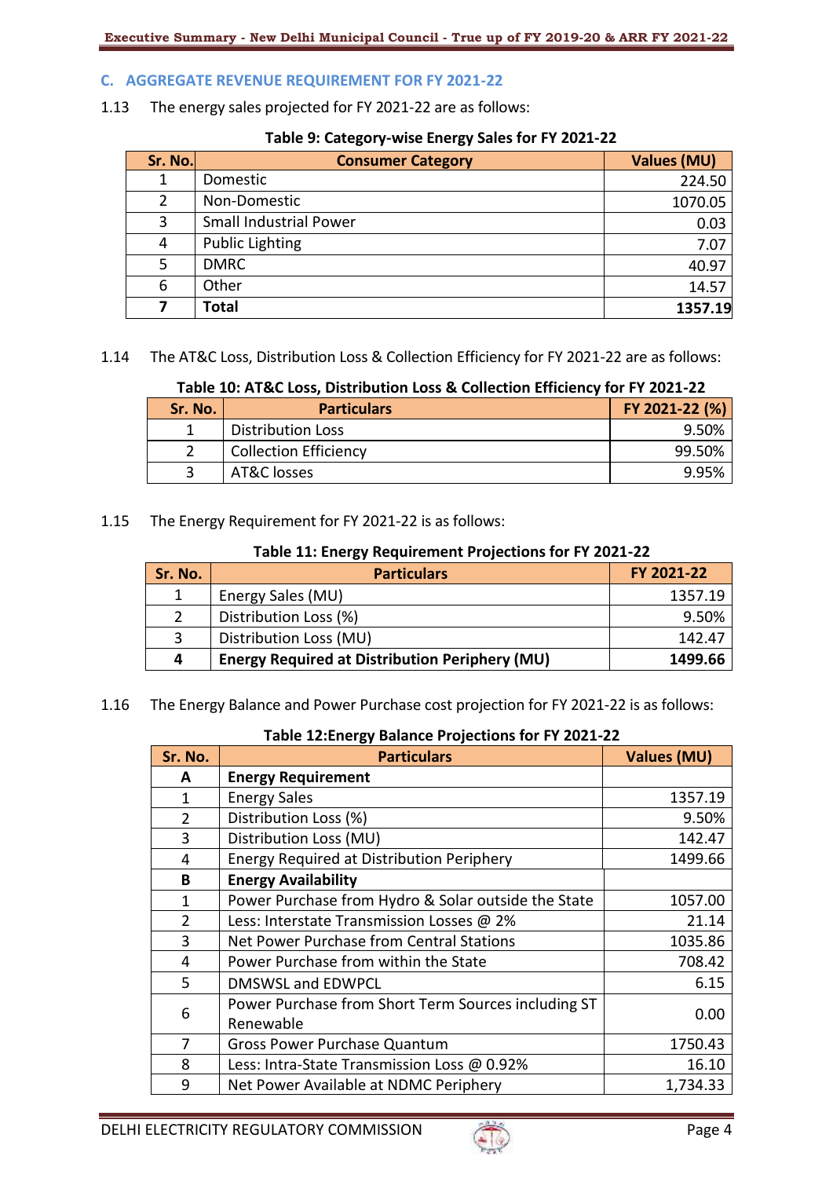## C. AGGREGATE REVENUE REQUIREMENT FOR FY 2021-22

1.13 The energy sales projected for FY 2021-22 are as follows:

**Table 9: Category-wise Energy Sales for FY 2021-22**

| Sr. No. | Consumer Category | Values (MU) |
|---|---|---|
| 1 | Domestic | 224.50 |
| 2 | Non-Domestic | 1070.05 |
| 3 | Small Industrial Power | 0.03 |
| 4 | Public Lighting | 7.07 |
| 5 | DMRC | 40.97 |
| 6 | Other | 14.57 |
| **7** | **Total** | **1357.19** |

1.14 The AT&C Loss, Distribution Loss & Collection Efficiency for FY 2021-22 are as follows:

**Table 10: AT&C Loss, Distribution Loss & Collection Efficiency for FY 2021-22**

| Sr. No. | Particulars | FY 2021-22 (%) |
|---|---|---|
| 1 | Distribution Loss | 9.50% |
| 2 | Collection Efficiency | 99.50% |
| 3 | AT&C losses | 9.95% |

1.15 The Energy Requirement for FY 2021-22 is as follows:

**Table 11: Energy Requirement Projections for FY 2021-22**

| Sr. No. | Particulars | FY 2021-22 |
|---|---|---|
| 1 | Energy Sales (MU) | 1357.19 |
| 2 | Distribution Loss (%) | 9.50% |
| 3 | Distribution Loss (MU) | 142.47 |
| **4** | **Energy Required at Distribution Periphery (MU)** | **1499.66** |

1.16 The Energy Balance and Power Purchase cost projection for FY 2021-22 is as follows:

**Table 12:Energy Balance Projections for FY 2021-22**

| Sr. No. | Particulars | Values (MU) |
|---|---|---|
| **A** | **Energy Requirement** | |
| 1 | Energy Sales | 1357.19 |
| 2 | Distribution Loss (%) | 9.50% |
| 3 | Distribution Loss (MU) | 142.47 |
| 4 | Energy Required at Distribution Periphery | 1499.66 |
| **B** | **Energy Availability** | |
| 1 | Power Purchase from Hydro & Solar outside the State | 1057.00 |
| 2 | Less: Interstate Transmission Losses @ 2% | 21.14 |
| 3 | Net Power Purchase from Central Stations | 1035.86 |
| 4 | Power Purchase from within the State | 708.42 |
| 5 | DMSWSL and EDWPCL | 6.15 |
| 6 | Power Purchase from Short Term Sources including ST Renewable | 0.00 |
| 7 | Gross Power Purchase Quantum | 1750.43 |
| 8 | Less: Intra-State Transmission Loss @ 0.92% | 16.10 |
| 9 | Net Power Available at NDMC Periphery | 1,734.33 |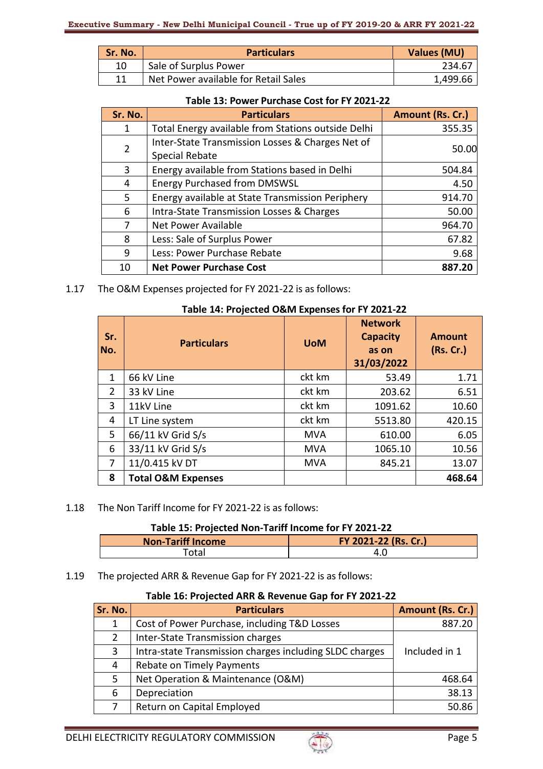| Sr. No. | Particulars | Values (MU) |
|---|---|---|
| 10 | Sale of Surplus Power | 234.67 |
| 11 | Net Power available for Retail Sales | 1,499.66 |

**Table 13: Power Purchase Cost for FY 2021-22**

| Sr. No. | Particulars | Amount (Rs. Cr.) |
|---|---|---|
| 1 | Total Energy available from Stations outside Delhi | 355.35 |
| 2 | Inter-State Transmission Losses & Charges Net of Special Rebate | 50.00 |
| 3 | Energy available from Stations based in Delhi | 504.84 |
| 4 | Energy Purchased from DMSWSL | 4.50 |
| 5 | Energy available at State Transmission Periphery | 914.70 |
| 6 | Intra-State Transmission Losses & Charges | 50.00 |
| 7 | Net Power Available | 964.70 |
| 8 | Less: Sale of Surplus Power | 67.82 |
| 9 | Less: Power Purchase Rebate | 9.68 |
| 10 | **Net Power Purchase Cost** | **887.20** |

1.17 The O&M Expenses projected for FY 2021-22 is as follows:

**Table 14: Projected O&M Expenses for FY 2021-22**

| Sr. No. | Particulars | UoM | Network Capacity as on 31/03/2022 | Amount (Rs. Cr.) |
|---|---|---|---|---|
| 1 | 66 kV Line | ckt km | 53.49 | 1.71 |
| 2 | 33 kV Line | ckt km | 203.62 | 6.51 |
| 3 | 11kV Line | ckt km | 1091.62 | 10.60 |
| 4 | LT Line system | ckt km | 5513.80 | 420.15 |
| 5 | 66/11 kV Grid S/s | MVA | 610.00 | 6.05 |
| 6 | 33/11 kV Grid S/s | MVA | 1065.10 | 10.56 |
| 7 | 11/0.415 kV DT | MVA | 845.21 | 13.07 |
| **8** | **Total O&M Expenses** | | | **468.64** |

1.18 The Non Tariff Income for FY 2021-22 is as follows:

**Table 15: Projected Non-Tariff Income for FY 2021-22**

| Non-Tariff Income | FY 2021-22 (Rs. Cr.) |
|---|---|
| Total | 4.0 |

1.19 The projected ARR & Revenue Gap for FY 2021-22 is as follows:

**Table 16: Projected ARR & Revenue Gap for FY 2021-22**

| Sr. No. | Particulars | Amount (Rs. Cr.) |
|---|---|---|
| 1 | Cost of Power Purchase, including T&D Losses | 887.20 |
| 2 | Inter-State Transmission charges | Included in 1 |
| 3 | Intra-state Transmission charges including SLDC charges | |
| 4 | Rebate on Timely Payments | |
| 5 | Net Operation & Maintenance (O&M) | 468.64 |
| 6 | Depreciation | 38.13 |
| 7 | Return on Capital Employed | 50.86 |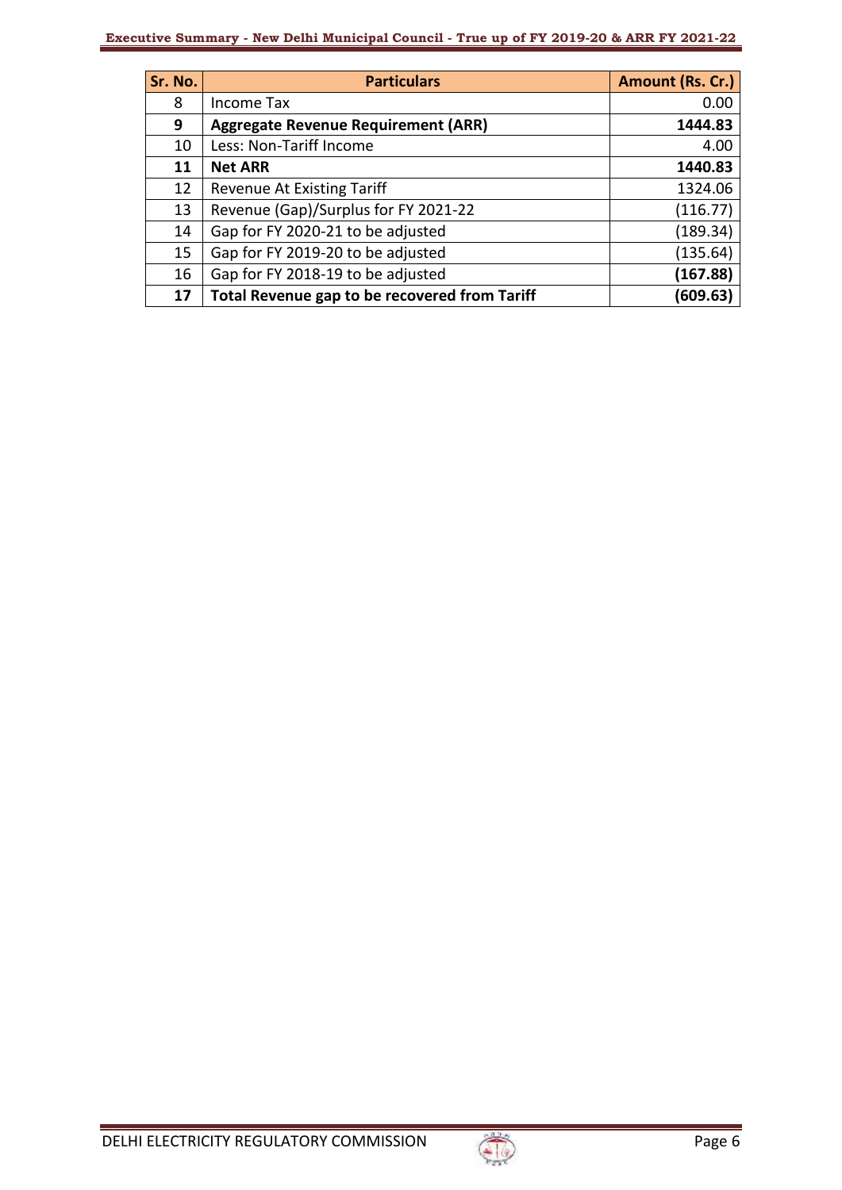| Sr. No. | Particulars | Amount (Rs. Cr.) |
|---|---|---|
| 8 | Income Tax | 0.00 |
| **9** | **Aggregate Revenue Requirement (ARR)** | **1444.83** |
| 10 | Less: Non-Tariff Income | 4.00 |
| **11** | **Net ARR** | **1440.83** |
| 12 | Revenue At Existing Tariff | 1324.06 |
| 13 | Revenue (Gap)/Surplus for FY 2021-22 | (116.77) |
| 14 | Gap for FY 2020-21 to be adjusted | (189.34) |
| 15 | Gap for FY 2019-20 to be adjusted | (135.64) |
| 16 | Gap for FY 2018-19 to be adjusted | **(167.88)** |
| **17** | **Total Revenue gap to be recovered from Tariff** | **(609.63)** |